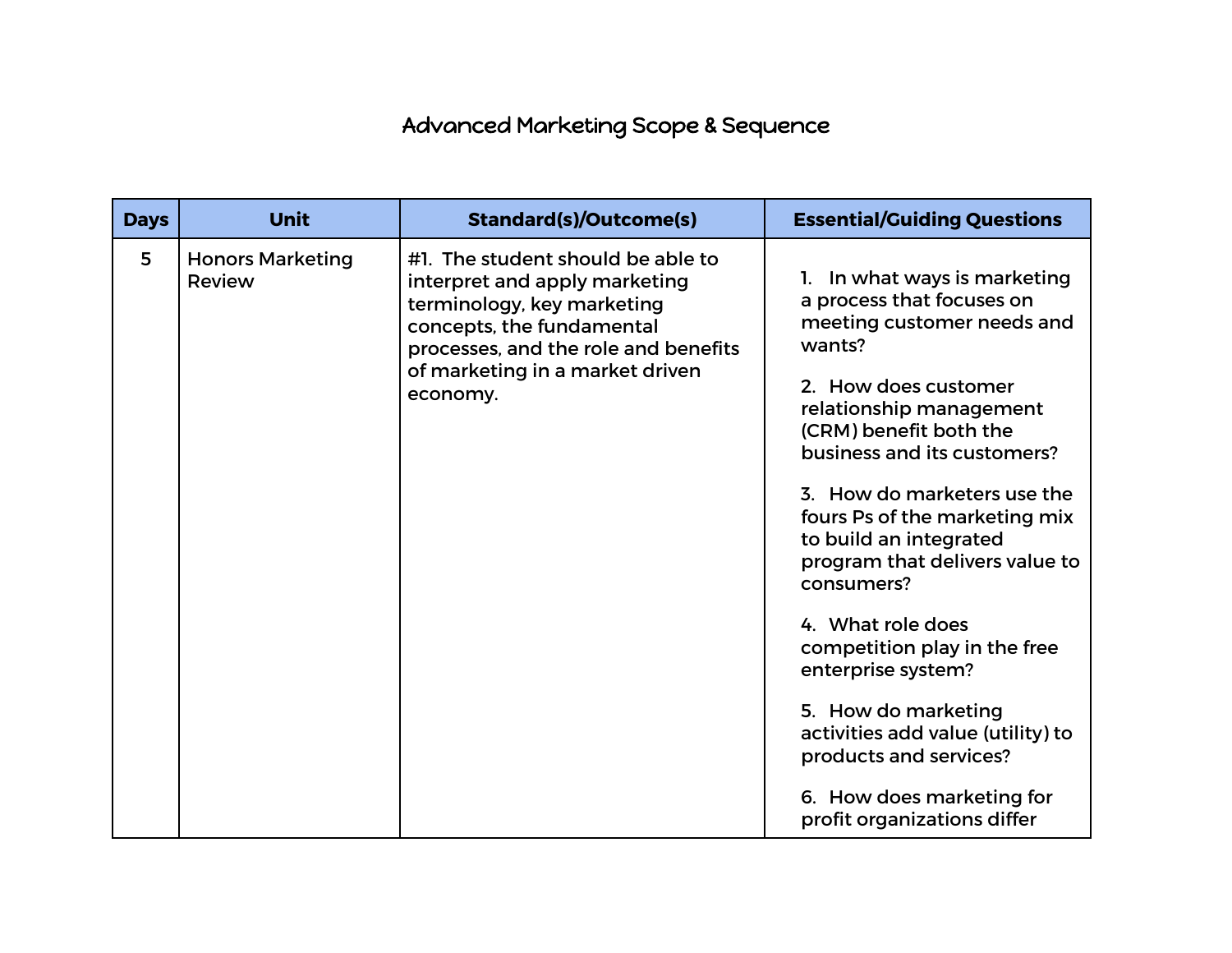# Advanced Marketing Scope & Sequence

| Days | Unit | Standard(s)/Outcome(s) | Essential/Guiding Questions |
|---|---|---|---|
| 5 | Honors Marketing Review | #1. The student should be able to interpret and apply marketing terminology, key marketing concepts, the fundamental processes, and the role and benefits of marketing in a market driven economy. | 1. In what ways is marketing a process that focuses on meeting customer needs and wants?<br><br>2. How does customer relationship management (CRM) benefit both the business and its customers?<br><br>3. How do marketers use the fours Ps of the marketing mix to build an integrated program that delivers value to consumers?<br><br>4. What role does competition play in the free enterprise system?<br><br>5. How do marketing activities add value (utility) to products and services?<br><br>6. How does marketing for profit organizations differ |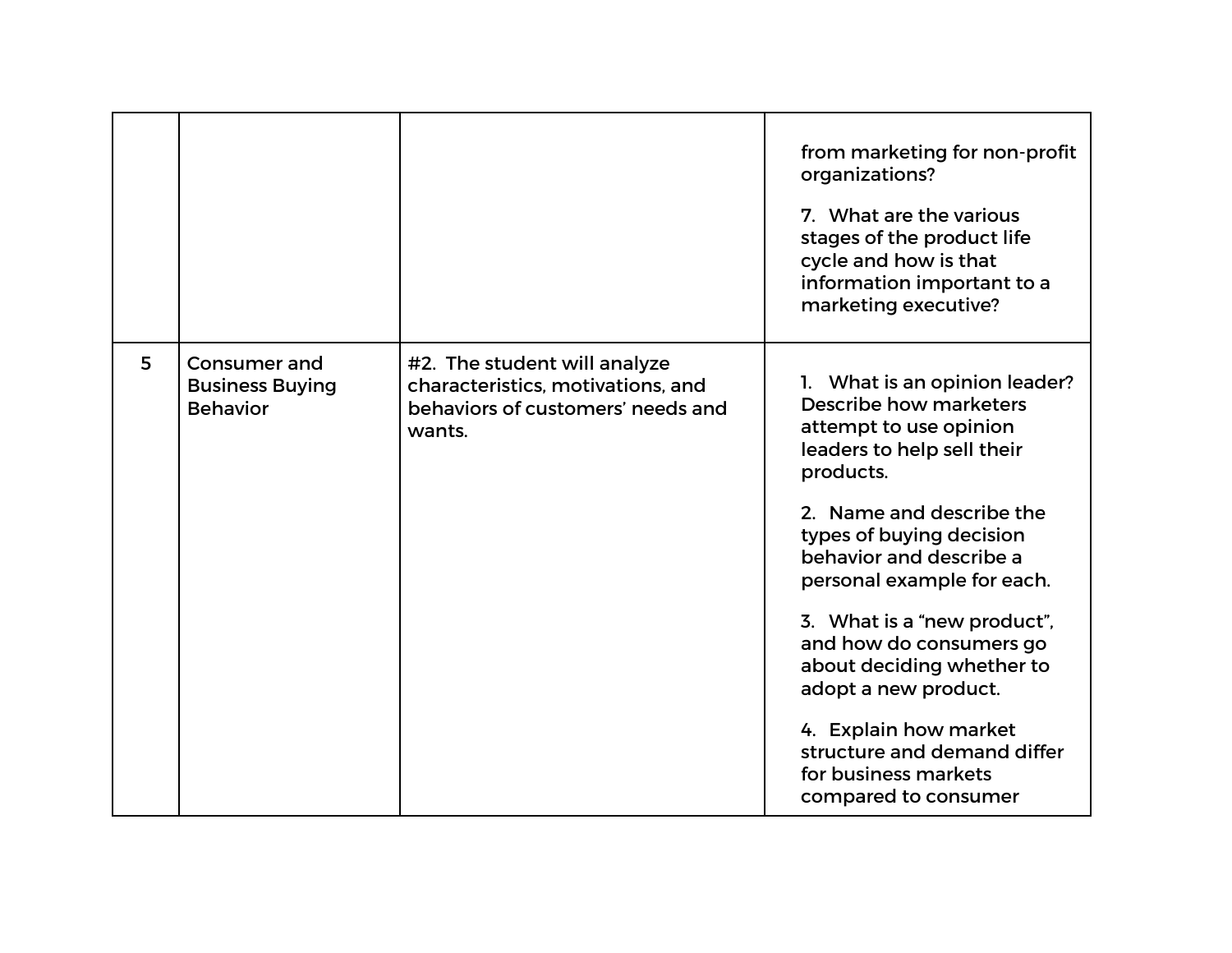| | | | |
|---|---|---|---|
| | | | from marketing for non-profit organizations?<br><br>7. What are the various stages of the product life cycle and how is that information important to a marketing executive? |
| 5 | Consumer and Business Buying Behavior | #2. The student will analyze characteristics, motivations, and behaviors of customers' needs and wants. | 1. What is an opinion leader? Describe how marketers attempt to use opinion leaders to help sell their products.<br><br>2. Name and describe the types of buying decision behavior and describe a personal example for each.<br><br>3. What is a "new product", and how do consumers go about deciding whether to adopt a new product.<br><br>4. Explain how market structure and demand differ for business markets compared to consumer |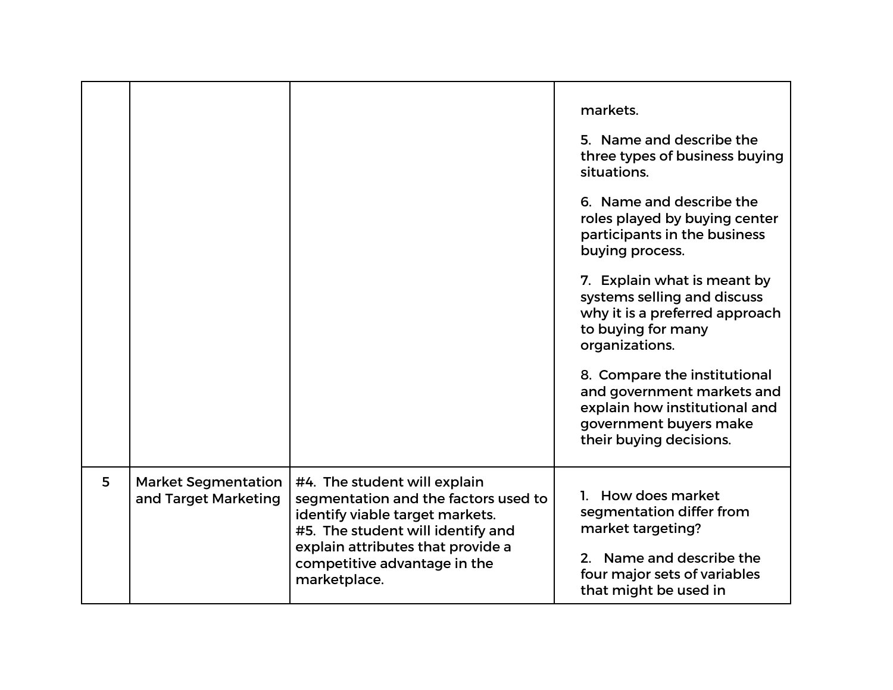| | | | |
|---|---|---|---|
| | | | markets.<br><br>5. Name and describe the three types of business buying situations.<br><br>6. Name and describe the roles played by buying center participants in the business buying process.<br><br>7. Explain what is meant by systems selling and discuss why it is a preferred approach to buying for many organizations.<br><br>8. Compare the institutional and government markets and explain how institutional and government buyers make their buying decisions. |
| 5 | Market Segmentation and Target Marketing | #4. The student will explain segmentation and the factors used to identify viable target markets.<br>#5. The student will identify and explain attributes that provide a competitive advantage in the marketplace. | 1. How does market segmentation differ from market targeting?<br><br>2. Name and describe the four major sets of variables that might be used in |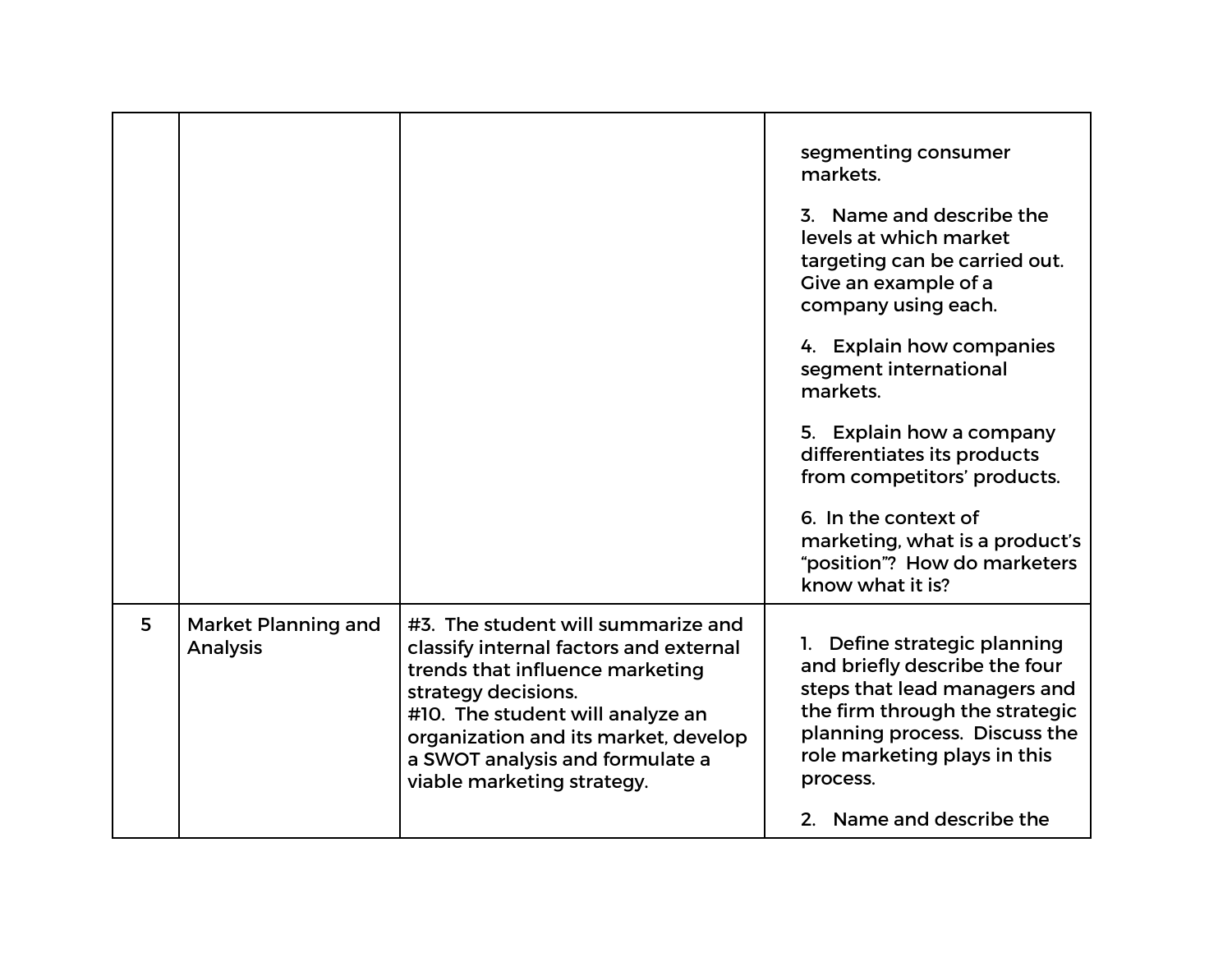| | | | |
|---|---|---|---|
| | | | segmenting consumer markets.<br><br>3. Name and describe the levels at which market targeting can be carried out. Give an example of a company using each.<br><br>4. Explain how companies segment international markets.<br><br>5. Explain how a company differentiates its products from competitors' products.<br><br>6. In the context of marketing, what is a product's "position"? How do marketers know what it is? |
| 5 | Market Planning and Analysis | #3. The student will summarize and classify internal factors and external trends that influence marketing strategy decisions.<br>#10. The student will analyze an organization and its market, develop a SWOT analysis and formulate a viable marketing strategy. | 1. Define strategic planning and briefly describe the four steps that lead managers and the firm through the strategic planning process. Discuss the role marketing plays in this process.<br><br>2. Name and describe the |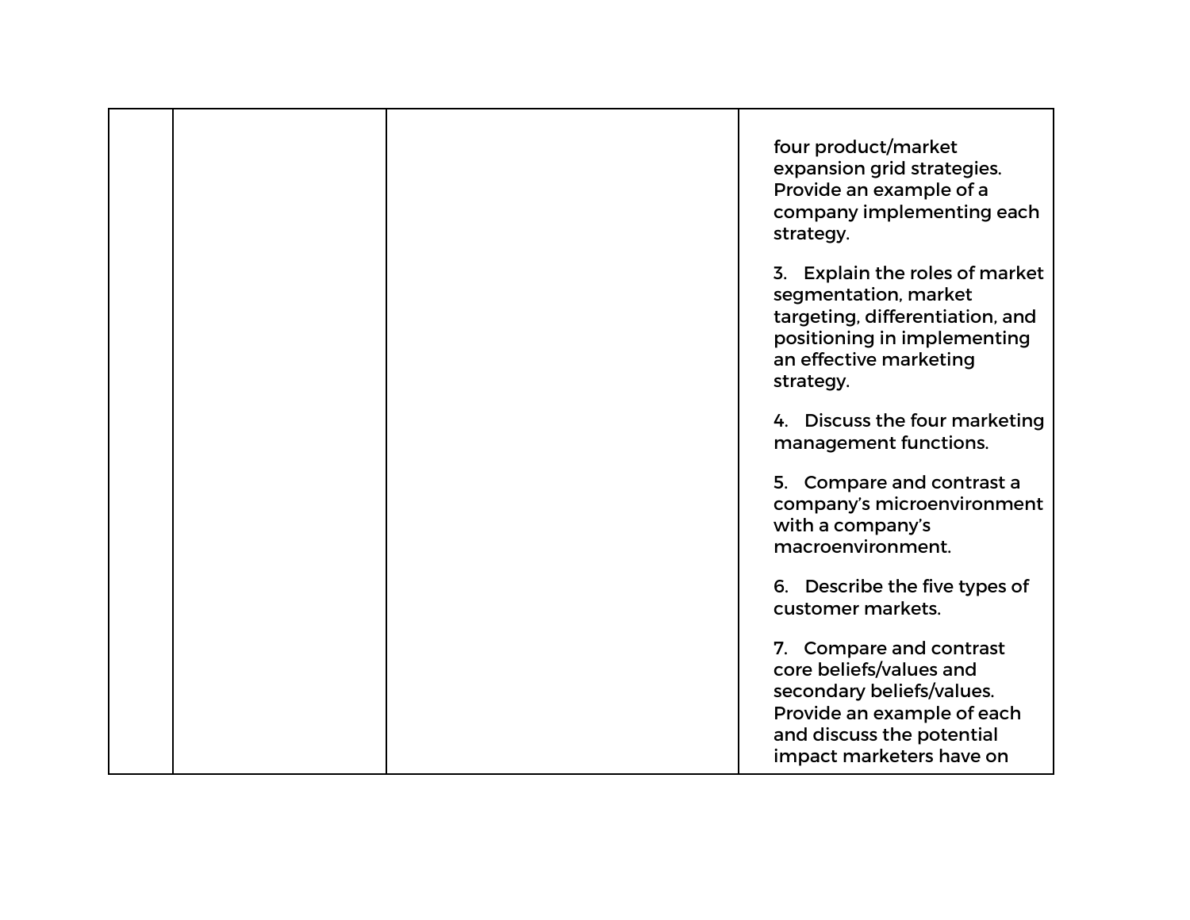|  |  |  |  |
|---|---|---|---|
|  |  |  | four product/market expansion grid strategies. Provide an example of a company implementing each strategy.<br><br>3. Explain the roles of market segmentation, market targeting, differentiation, and positioning in implementing an effective marketing strategy.<br><br>4. Discuss the four marketing management functions.<br><br>5. Compare and contrast a company's microenvironment with a company's macroenvironment.<br><br>6. Describe the five types of customer markets.<br><br>7. Compare and contrast core beliefs/values and secondary beliefs/values. Provide an example of each and discuss the potential impact marketers have on |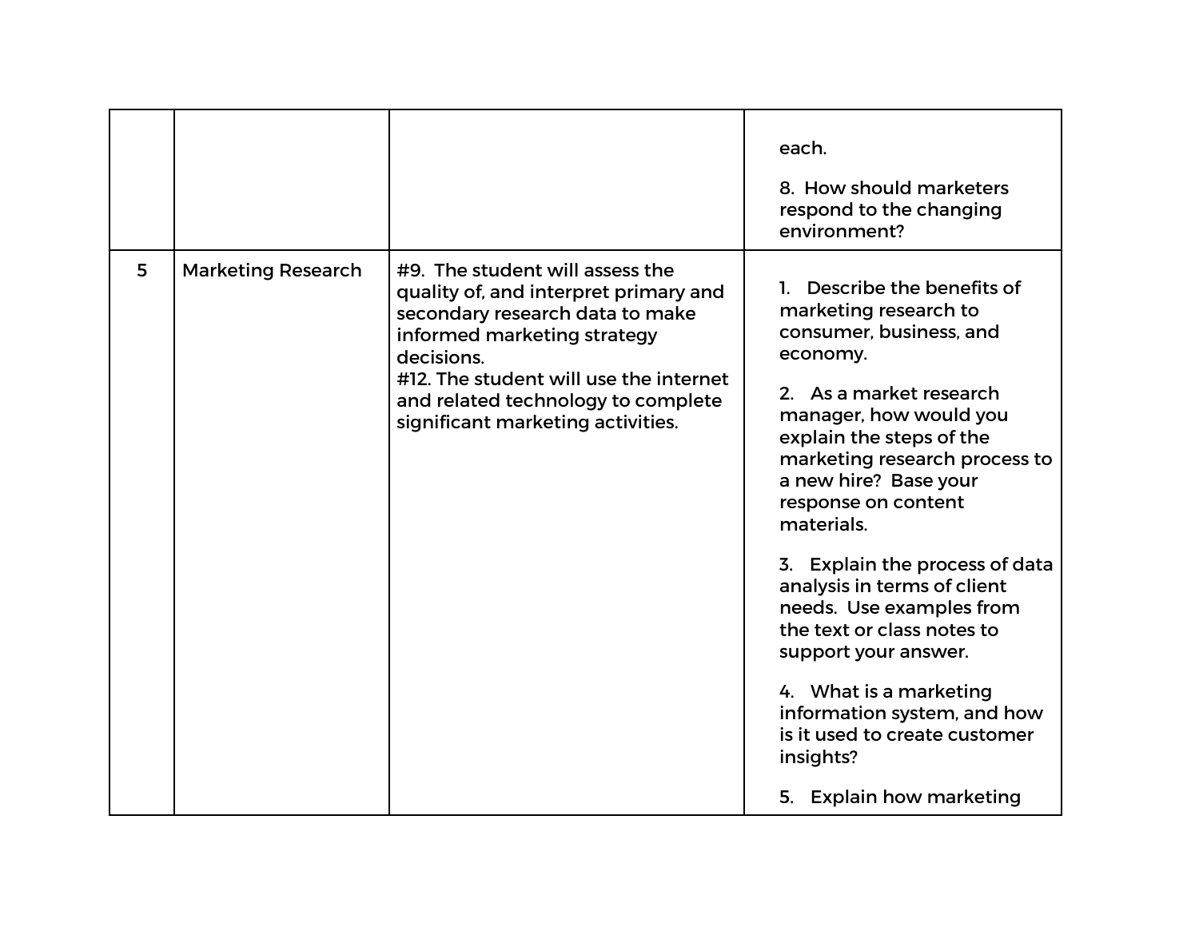| | | | |
|---|---|---|---|
| | | | each.<br><br>8. How should marketers respond to the changing environment? |
| 5 | Marketing Research | #9. The student will assess the quality of, and interpret primary and secondary research data to make informed marketing strategy decisions.<br>#12. The student will use the internet and related technology to complete significant marketing activities. | 1. Describe the benefits of marketing research to consumer, business, and economy.<br><br>2. As a market research manager, how would you explain the steps of the marketing research process to a new hire? Base your response on content materials.<br><br>3. Explain the process of data analysis in terms of client needs. Use examples from the text or class notes to support your answer.<br><br>4. What is a marketing information system, and how is it used to create customer insights?<br><br>5. Explain how marketing |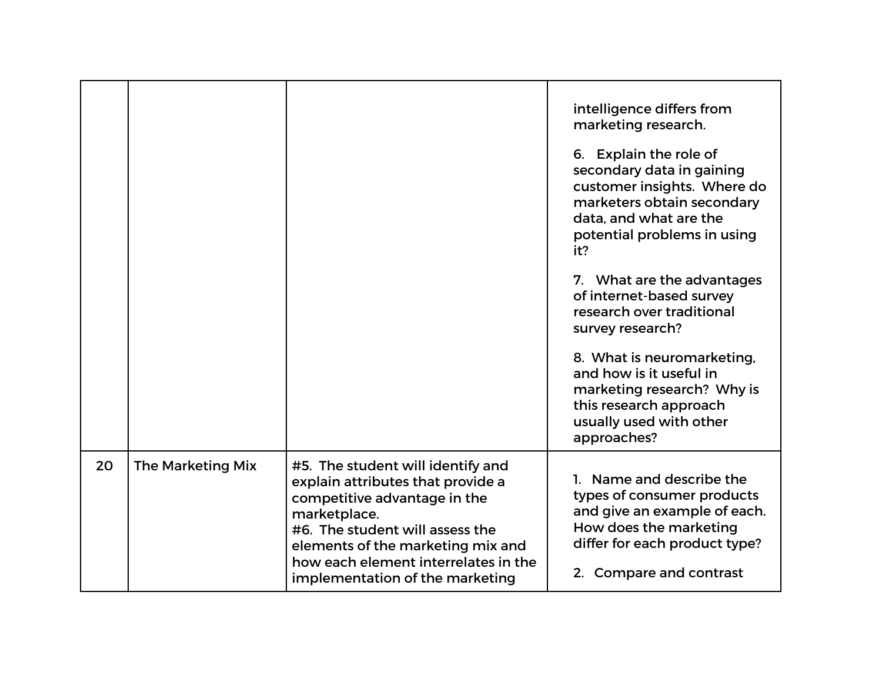| | | | |
|---|---|---|---|
| | | | intelligence differs from marketing research.<br><br>6. Explain the role of secondary data in gaining customer insights. Where do marketers obtain secondary data, and what are the potential problems in using it?<br><br>7. What are the advantages of internet-based survey research over traditional survey research?<br><br>8. What is neuromarketing, and how is it useful in marketing research? Why is this research approach usually used with other approaches? |
| 20 | The Marketing Mix | #5. The student will identify and explain attributes that provide a competitive advantage in the marketplace.<br>#6. The student will assess the elements of the marketing mix and how each element interrelates in the implementation of the marketing | 1. Name and describe the types of consumer products and give an example of each. How does the marketing differ for each product type?<br><br>2. Compare and contrast |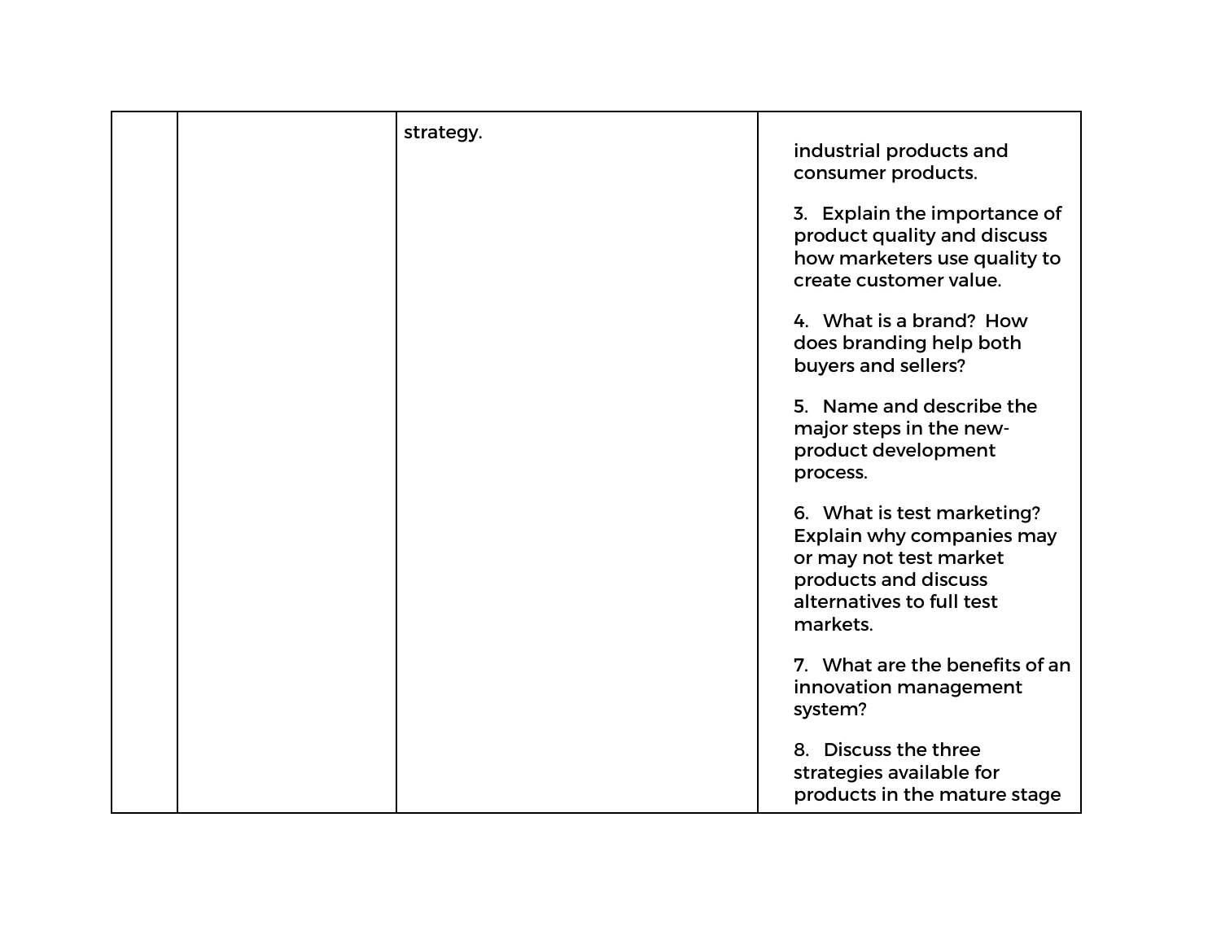|  |  |  |  |
|---|---|---|---|
|  |  | strategy. | industrial products and consumer products.<br><br>3. Explain the importance of product quality and discuss how marketers use quality to create customer value.<br><br>4. What is a brand? How does branding help both buyers and sellers?<br><br>5. Name and describe the major steps in the new-product development process.<br><br>6. What is test marketing? Explain why companies may or may not test market products and discuss alternatives to full test markets.<br><br>7. What are the benefits of an innovation management system?<br><br>8. Discuss the three strategies available for products in the mature stage |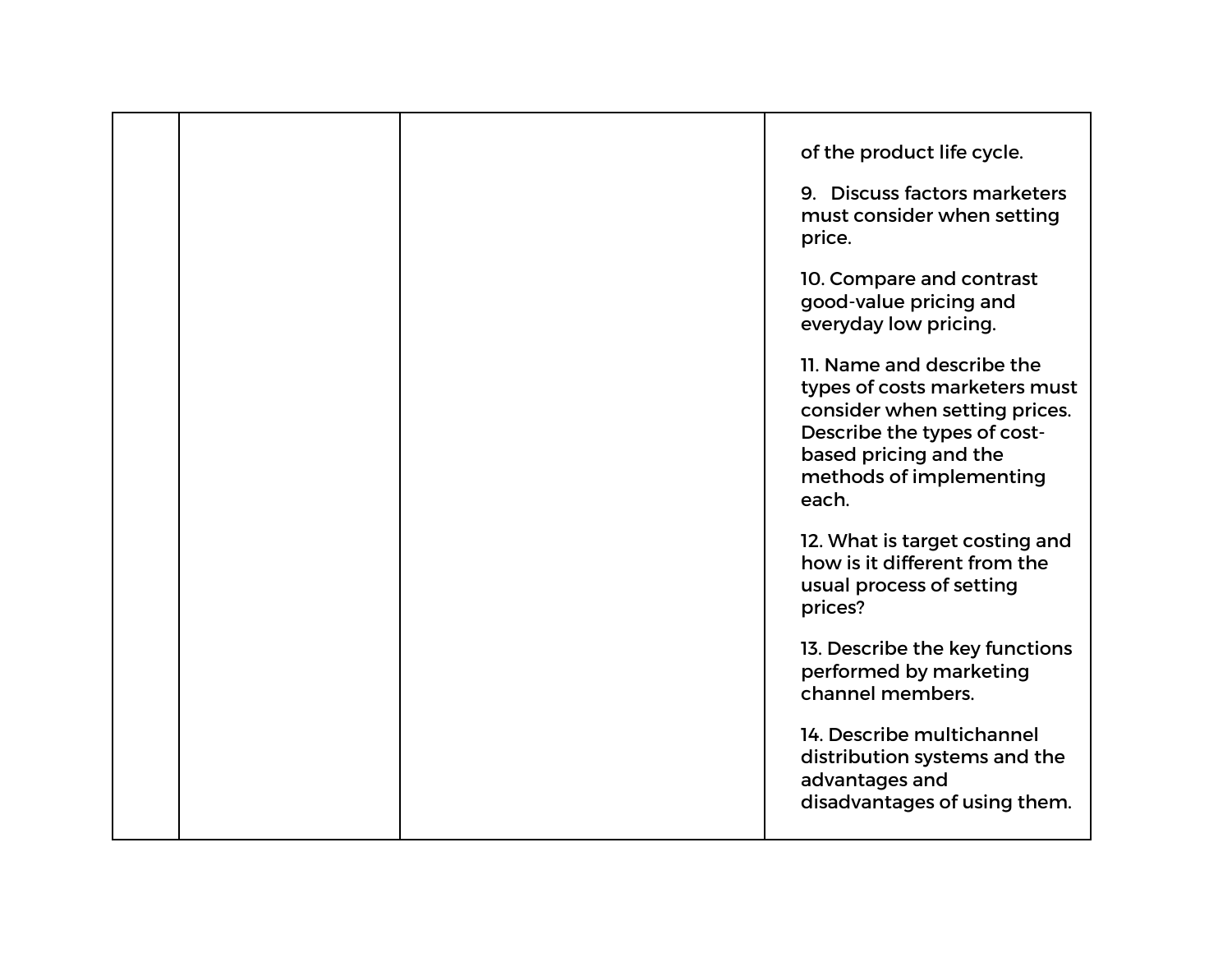|  |  |  | of the product life cycle.<br><br>9. Discuss factors marketers must consider when setting price.<br><br>10. Compare and contrast good-value pricing and everyday low pricing.<br><br>11. Name and describe the types of costs marketers must consider when setting prices. Describe the types of cost-based pricing and the methods of implementing each.<br><br>12. What is target costing and how is it different from the usual process of setting prices?<br><br>13. Describe the key functions performed by marketing channel members.<br><br>14. Describe multichannel distribution systems and the advantages and disadvantages of using them. |
| --- | --- | --- | --- |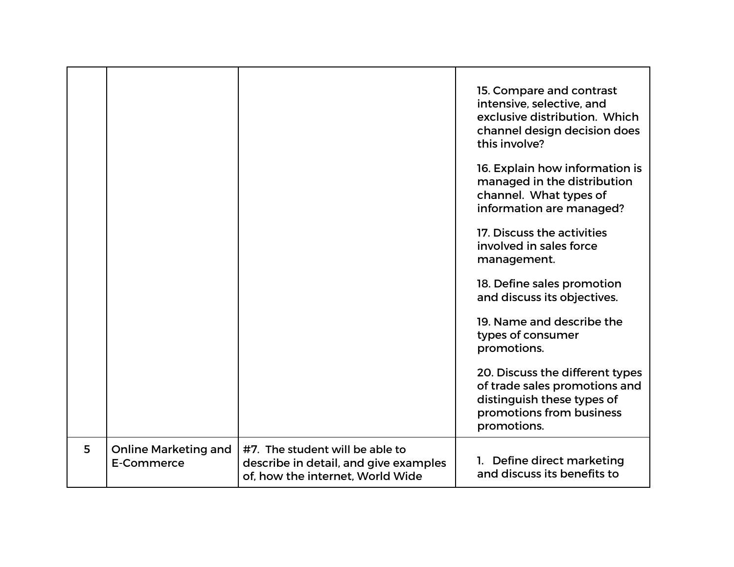| | | | |
|---|---|---|---|
| | | | 15. Compare and contrast intensive, selective, and exclusive distribution. Which channel design decision does this involve?<br><br>16. Explain how information is managed in the distribution channel. What types of information are managed?<br><br>17. Discuss the activities involved in sales force management.<br><br>18. Define sales promotion and discuss its objectives.<br><br>19. Name and describe the types of consumer promotions.<br><br>20. Discuss the different types of trade sales promotions and distinguish these types of promotions from business promotions. |
| 5 | Online Marketing and E-Commerce | #7. The student will be able to describe in detail, and give examples of, how the internet, World Wide | 1. Define direct marketing and discuss its benefits to |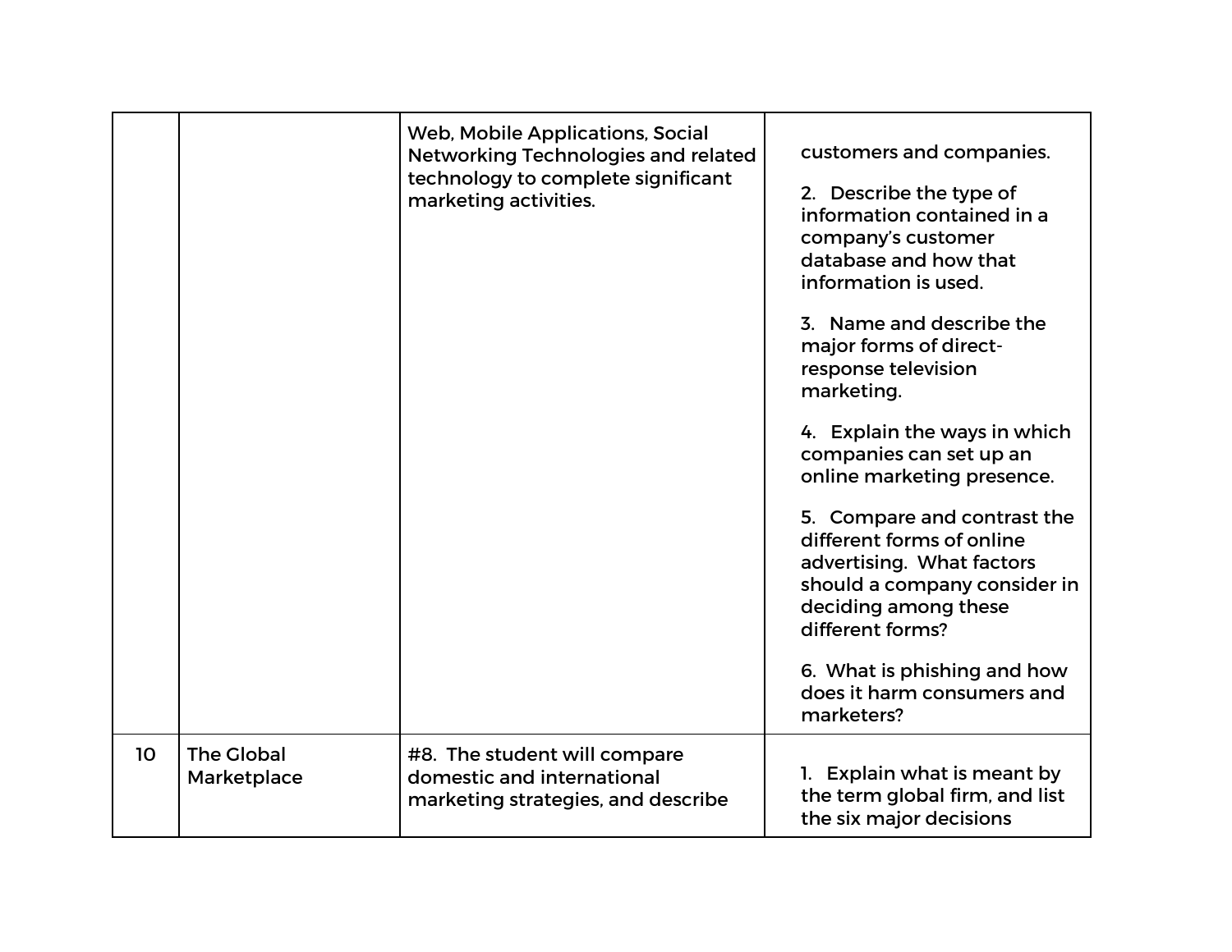|  |  |  |  |
|---|---|---|---|
|  |  | Web, Mobile Applications, Social Networking Technologies and related technology to complete significant marketing activities. | customers and companies.<br><br>2. Describe the type of information contained in a company's customer database and how that information is used.<br><br>3. Name and describe the major forms of direct-response television marketing.<br><br>4. Explain the ways in which companies can set up an online marketing presence.<br><br>5. Compare and contrast the different forms of online advertising. What factors should a company consider in deciding among these different forms?<br><br>6. What is phishing and how does it harm consumers and marketers? |
| 10 | The Global Marketplace | #8. The student will compare domestic and international marketing strategies, and describe | 1. Explain what is meant by the term global firm, and list the six major decisions |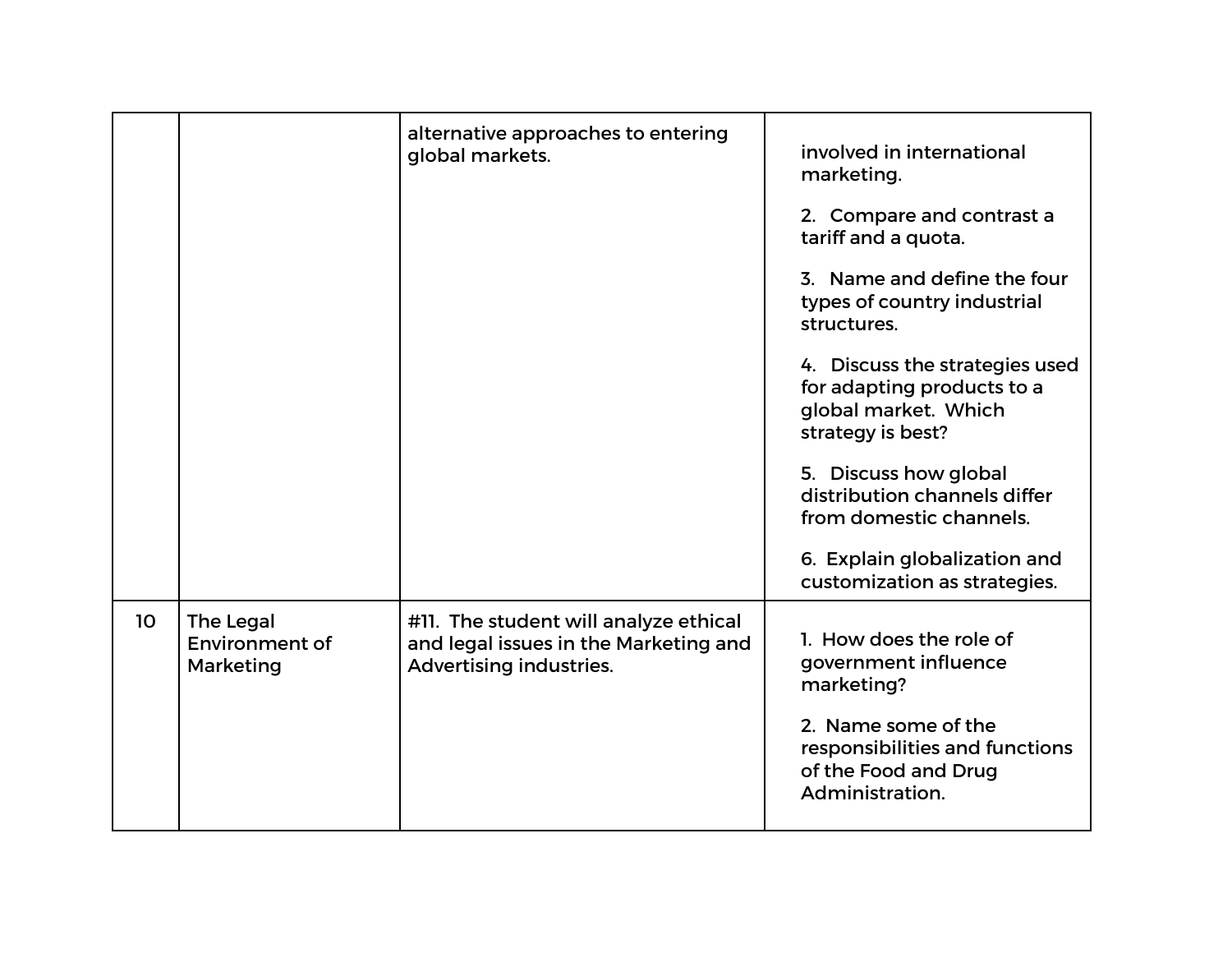| | | | |
|---|---|---|---|
| | | alternative approaches to entering global markets. | involved in international marketing.<br><br>2. Compare and contrast a tariff and a quota.<br><br>3. Name and define the four types of country industrial structures.<br><br>4. Discuss the strategies used for adapting products to a global market. Which strategy is best?<br><br>5. Discuss how global distribution channels differ from domestic channels.<br><br>6. Explain globalization and customization as strategies. |
| 10 | The Legal Environment of Marketing | #11. The student will analyze ethical and legal issues in the Marketing and Advertising industries. | 1. How does the role of government influence marketing?<br><br>2. Name some of the responsibilities and functions of the Food and Drug Administration. |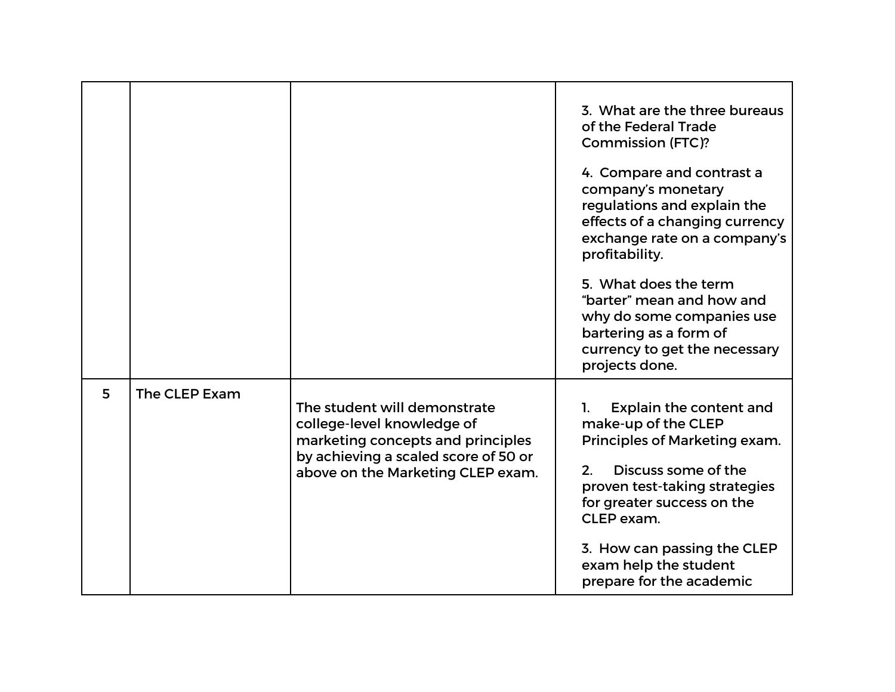| | | | |
|---|---|---|---|
| | | | 3. What are the three bureaus of the Federal Trade Commission (FTC)?<br><br>4. Compare and contrast a company's monetary regulations and explain the effects of a changing currency exchange rate on a company's profitability.<br><br>5. What does the term "barter" mean and how and why do some companies use bartering as a form of currency to get the necessary projects done. |
| 5 | The CLEP Exam | The student will demonstrate college-level knowledge of marketing concepts and principles by achieving a scaled score of 50 or above on the Marketing CLEP exam. | 1. Explain the content and make-up of the CLEP Principles of Marketing exam.<br><br>2. Discuss some of the proven test-taking strategies for greater success on the CLEP exam.<br><br>3. How can passing the CLEP exam help the student prepare for the academic |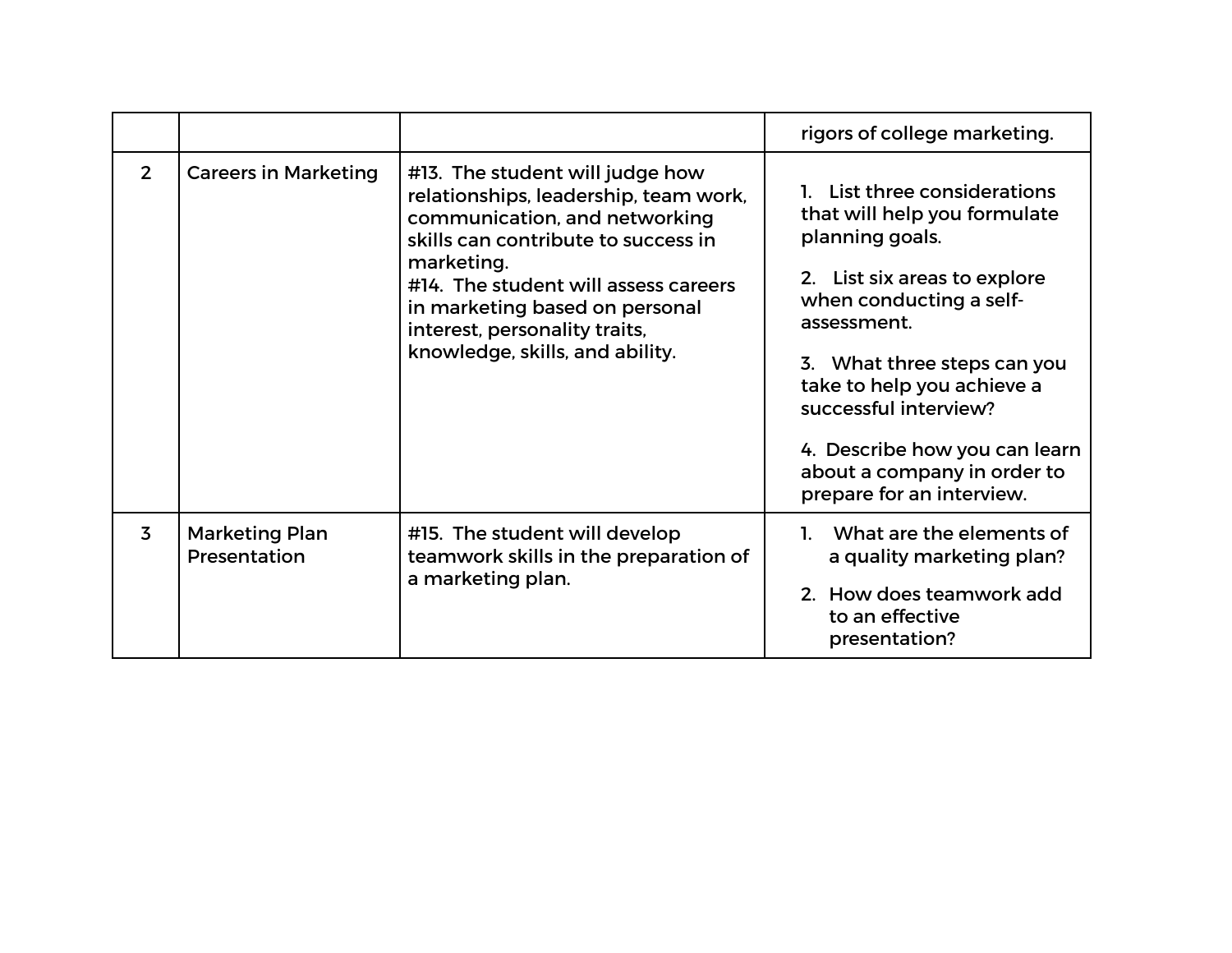| | | | |
|---|---|---|---|
| | | | rigors of college marketing. |
| 2 | Careers in Marketing | #13. The student will judge how relationships, leadership, team work, communication, and networking skills can contribute to success in marketing.<br>#14. The student will assess careers in marketing based on personal interest, personality traits, knowledge, skills, and ability. | 1. List three considerations that will help you formulate planning goals.<br><br>2. List six areas to explore when conducting a self-assessment.<br><br>3. What three steps can you take to help you achieve a successful interview?<br><br>4. Describe how you can learn about a company in order to prepare for an interview. |
| 3 | Marketing Plan Presentation | #15. The student will develop teamwork skills in the preparation of a marketing plan. | 1. What are the elements of a quality marketing plan?<br>2. How does teamwork add to an effective presentation? |